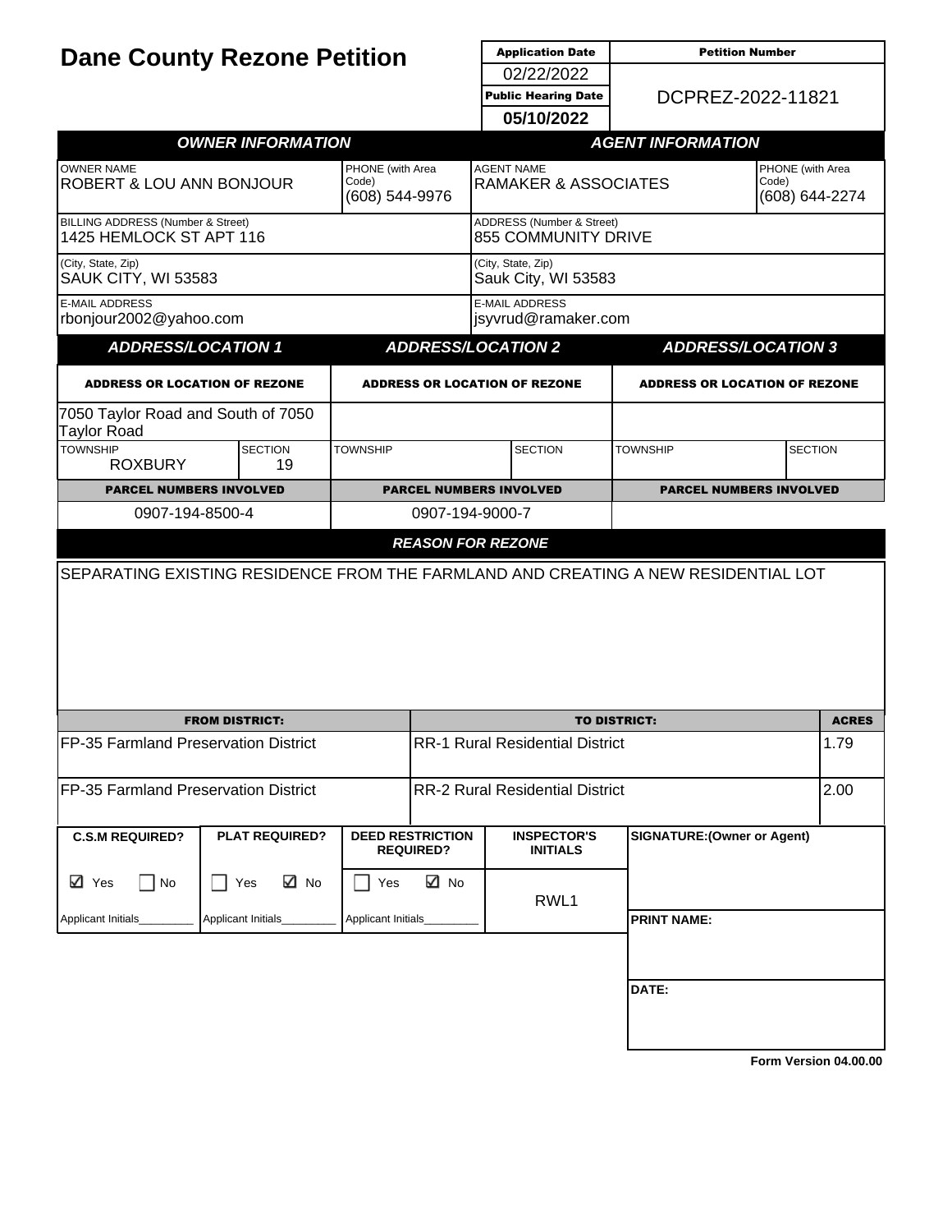# Dane County Rezone Petition

| Application Date | Petition Number |
|---|---|
| 02/22/2022 | DCPREZ-2022-11821 |
| **Public Hearing Date** | |
| **05/10/2022** | |

| ***OWNER INFORMATION*** | | ***AGENT INFORMATION*** | |
|---|---|---|---|
| OWNER NAME<br>ROBERT & LOU ANN BONJOUR | PHONE (with Area Code)<br>(608) 544-9976 | AGENT NAME<br>RAMAKER & ASSOCIATES | PHONE (with Area Code)<br>(608) 644-2274 |
| BILLING ADDRESS (Number & Street)<br>1425 HEMLOCK ST APT 116 | | ADDRESS (Number & Street)<br>855 COMMUNITY DRIVE | |
| (City, State, Zip)<br>SAUK CITY, WI 53583 | | (City, State, Zip)<br>Sauk City, WI 53583 | |
| E-MAIL ADDRESS<br>rbonjour2002@yahoo.com | | E-MAIL ADDRESS<br>jsyvrud@ramaker.com | |

| ***ADDRESS/LOCATION 1*** | | ***ADDRESS/LOCATION 2*** | | ***ADDRESS/LOCATION 3*** | |
|---|---|---|---|---|---|
| **ADDRESS OR LOCATION OF REZONE** | | **ADDRESS OR LOCATION OF REZONE** | | **ADDRESS OR LOCATION OF REZONE** | |
| 7050 Taylor Road and South of 7050 Taylor Road | | | | | |
| TOWNSHIP<br>ROXBURY | SECTION<br>19 | TOWNSHIP | SECTION | TOWNSHIP | SECTION |
| **PARCEL NUMBERS INVOLVED** | | **PARCEL NUMBERS INVOLVED** | | **PARCEL NUMBERS INVOLVED** | |
| 0907-194-8500-4 | | 0907-194-9000-7 | | | |

## *REASON FOR REZONE*

SEPARATING EXISTING RESIDENCE FROM THE FARMLAND AND CREATING A NEW RESIDENTIAL LOT

| FROM DISTRICT: | TO DISTRICT: | ACRES |
|---|---|---|
| FP-35 Farmland Preservation District | RR-1 Rural Residential District | 1.79 |
| FP-35 Farmland Preservation District | RR-2 Rural Residential District | 2.00 |

| C.S.M REQUIRED? | PLAT REQUIRED? | DEED RESTRICTION REQUIRED? | INSPECTOR'S INITIALS | SIGNATURE:(Owner or Agent) |
|---|---|---|---|---|
| ☑ Yes ☐ No | ☐ Yes ☑ No | ☐ Yes ☑ No | RWL1 | |
| Applicant Initials________ | Applicant Initials________ | Applicant Initials________ | | **PRINT NAME:** |
| | | | | **DATE:** |

Form Version 04.00.00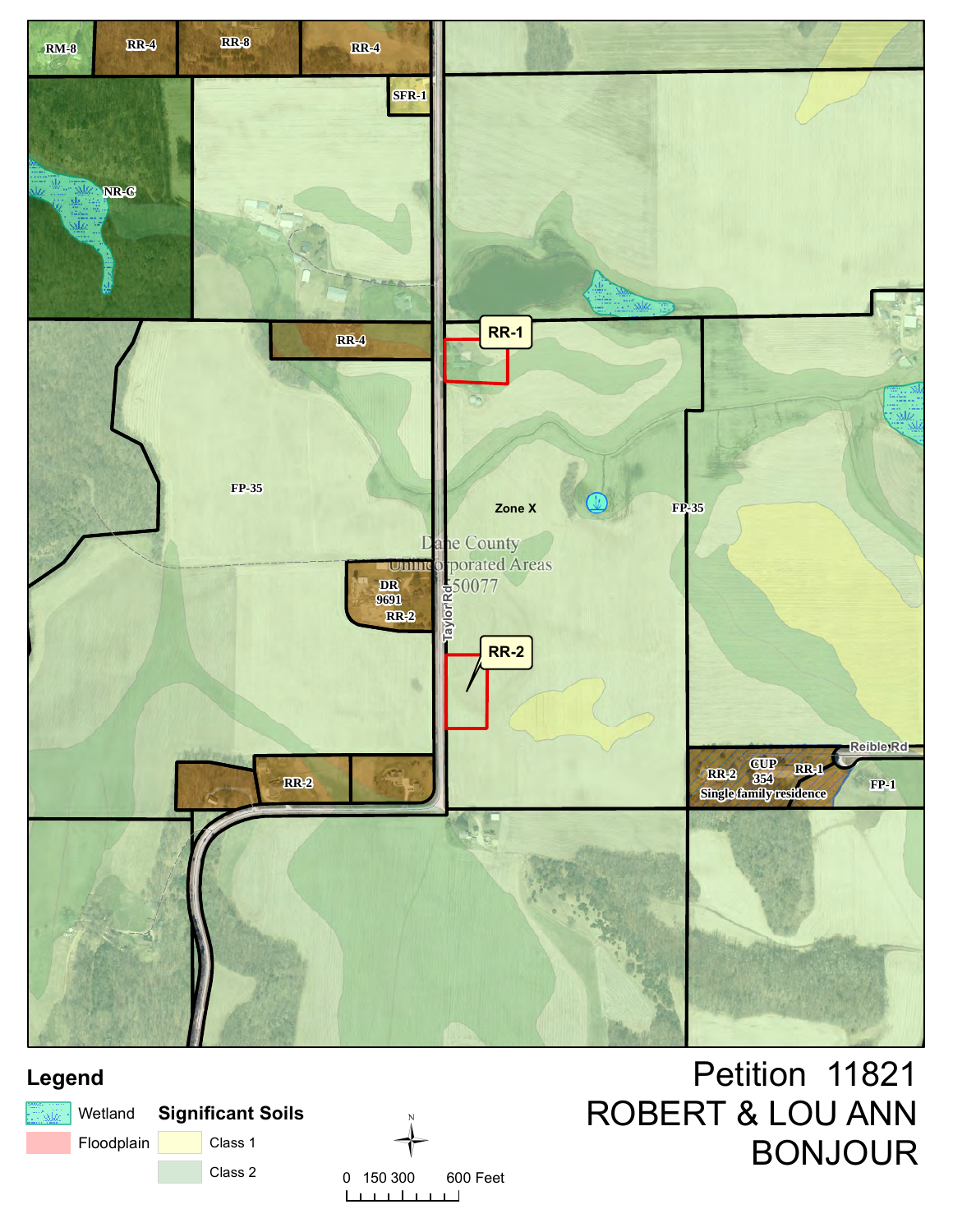RM-8 RR-4 RR-8 RR-4

SFR-1

NR-C

RR-1

RR-4

FP-35

Zone X

FP-35

Dane County Unincorporated Areas 550077

DR 9691 RR-2

Taylor Rd

RR-2

RR-2

Reible Rd

RR-2 CUP 354 RR-1 Single family residence

FP-1

## Legend

Wetland

Floodplain

**Significant Soils**

Class 1

Class 2

N

0 150 300 600 Feet

# Petition 11821 ROBERT & LOU ANN BONJOUR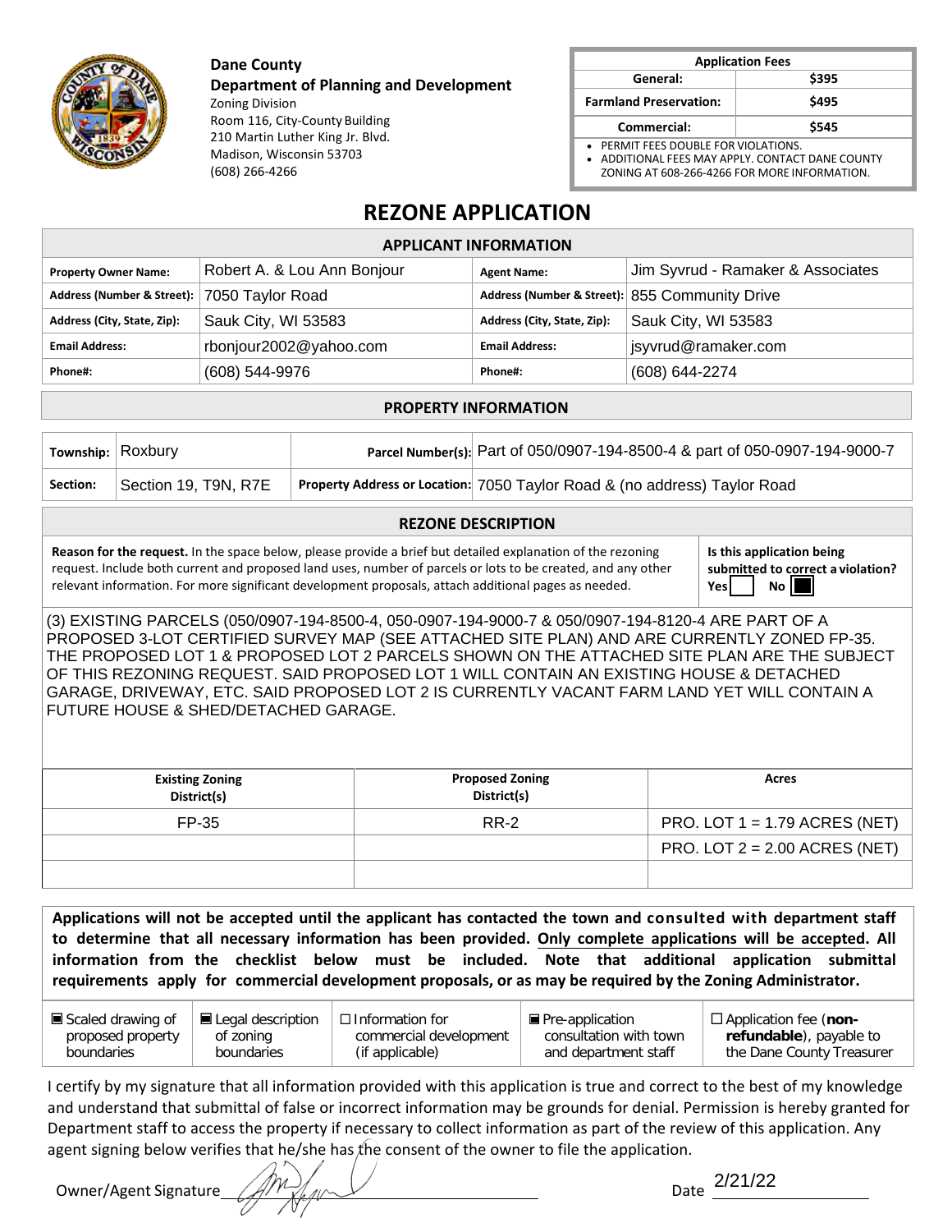**Dane County**
**Department of Planning and Development**
Zoning Division
Room 116, City-County Building
210 Martin Luther King Jr. Blvd.
Madison, Wisconsin 53703
(608) 266-4266

| Application Fees | |
|---|---|
| General: | $395 |
| Farmland Preservation: | $495 |
| Commercial: | $545 |

- PERMIT FEES DOUBLE FOR VIOLATIONS.
- ADDITIONAL FEES MAY APPLY. CONTACT DANE COUNTY ZONING AT 608-266-4266 FOR MORE INFORMATION.

# REZONE APPLICATION

## APPLICANT INFORMATION

| | | | |
|---|---|---|---|
| **Property Owner Name:** | Robert A. & Lou Ann Bonjour | **Agent Name:** | Jim Syvrud - Ramaker & Associates |
| **Address (Number & Street):** | 7050 Taylor Road | **Address (Number & Street):** | 855 Community Drive |
| **Address (City, State, Zip):** | Sauk City, WI 53583 | **Address (City, State, Zip):** | Sauk City, WI 53583 |
| **Email Address:** | rbonjour2002@yahoo.com | **Email Address:** | jsyvrud@ramaker.com |
| **Phone#:** | (608) 544-9976 | **Phone#:** | (608) 644-2274 |

## PROPERTY INFORMATION

| | | | |
|---|---|---|---|
| **Township:** | Roxbury | **Parcel Number(s):** | Part of 050/0907-194-8500-4 & part of 050-0907-194-9000-7 |
| **Section:** | Section 19, T9N, R7E | **Property Address or Location:** | 7050 Taylor Road & (no address) Taylor Road |

## REZONE DESCRIPTION

**Reason for the request.** In the space below, please provide a brief but detailed explanation of the rezoning request. Include both current and proposed land uses, number of parcels or lots to be created, and any other relevant information. For more significant development proposals, attach additional pages as needed.

**Is this application being submitted to correct a violation?** Yes ☐ No ☒

(3) EXISTING PARCELS (050/0907-194-8500-4, 050-0907-194-9000-7 & 050/0907-194-8120-4 ARE PART OF A PROPOSED 3-LOT CERTIFIED SURVEY MAP (SEE ATTACHED SITE PLAN) AND ARE CURRENTLY ZONED FP-35. THE PROPOSED LOT 1 & PROPOSED LOT 2 PARCELS SHOWN ON THE ATTACHED SITE PLAN ARE THE SUBJECT OF THIS REZONING REQUEST. SAID PROPOSED LOT 1 WILL CONTAIN AN EXISTING HOUSE & DETACHED GARAGE, DRIVEWAY, ETC. SAID PROPOSED LOT 2 IS CURRENTLY VACANT FARM LAND YET WILL CONTAIN A FUTURE HOUSE & SHED/DETACHED GARAGE.

| Existing Zoning District(s) | Proposed Zoning District(s) | Acres |
|---|---|---|
| FP-35 | RR-2 | PRO. LOT 1 = 1.79 ACRES (NET) |
| | | PRO. LOT 2 = 2.00 ACRES (NET) |
| | | |

**Applications will not be accepted until the applicant has contacted the town and consulted with department staff to determine that all necessary information has been provided. Only complete applications will be accepted. All information from the checklist below must be included. Note that additional application submittal requirements apply for commercial development proposals, or as may be required by the Zoning Administrator.**

| | | | | |
|---|---|---|---|---|
| ☒ Scaled drawing of proposed property boundaries | ☒ Legal description of zoning boundaries | ☐ Information for commercial development (if applicable) | ☒ Pre-application consultation with town and department staff | ☐ Application fee (**non-refundable**), payable to the Dane County Treasurer |

I certify by my signature that all information provided with this application is true and correct to the best of my knowledge and understand that submittal of false or incorrect information may be grounds for denial. Permission is hereby granted for Department staff to access the property if necessary to collect information as part of the review of this application. Any agent signing below verifies that he/she has the consent of the owner to file the application.

Owner/Agent Signature ____________ Date 2/21/22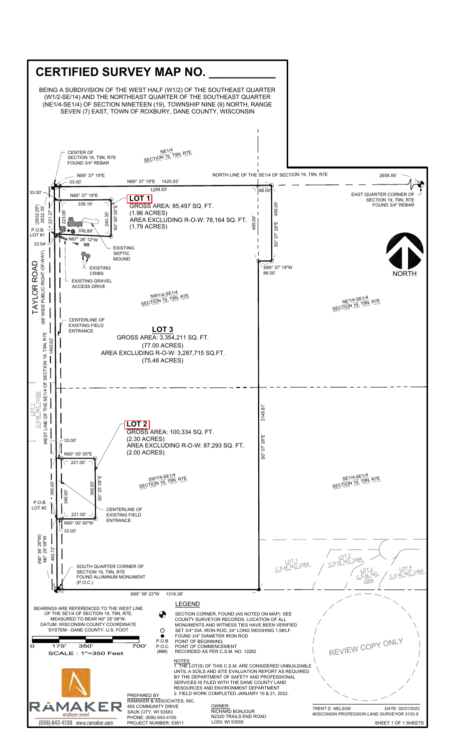# CERTIFIED SURVEY MAP NO. __________

BEING A SUBDIVISION OF THE WEST HALF (W1/2) OF THE SOUTHEAST QUARTER (W1/2-SE/14) AND THE NORTHEAST QUARTER OF THE SOUTHEAST QUARTER (NE1/4-SE1/4) OF SECTION NINETEEN (19), TOWNSHIP NINE (9) NORTH, RANGE SEVEN (7) EAST, TOWN OF ROXBURY, DANE COUNTY, WISCONSIN

CENTER OF SECTION 19, T9N, R7E FOUND 3/4" REBAR

NE1/4 SECTION 19, T9N, R7E

NORTH LINE OF THE SE1/4 OF SECTION 19, T9N, R7E

2658.56'

N89° 37' 19"E 33.00'

N89° 37' 19"E 1420.93'

1299.93'

88.00'

EAST QUARTER CORNER OF SECTION 19, T9N, R7E FOUND 3/4" REBAR

33.00'

N89° 37' 19"E 338.19'

**LOT 1**
GROSS AREA: 85,497 SQ. FT. (1.96 ACRES)
AREA EXCLUDING R-O-W: 78,164 SQ. FT. (1.79 ACRES)

(2632.29') 2632.35' 221.37' 223.06' 240.35' S0° 00' 00"E

495.00' 495.00' S0° 07' 28"E

P.O.B. LOT #1

336.89' N87° 26' 12"W

33.04'

EXISTING SEPTIC MOUND

EXISTING CRIBS

EXISTING GRAVEL ACCESS DRIVE

S89° 37' 19"W 88.00'

NORTH

TAYLOR ROAD (66' WIDE PUBLIC RIGHT-OF-WAY)

NW1/4-SE1/4 SECTION 19, T9N, R7E

NE1/4-SE1/4 SECTION 19, T9N, R7E

CENTERLINE OF EXISTING FIELD ENTRANCE

**LOT 3**
GROSS AREA: 3,354,211 SQ. FT. (77.00 ACRES)
AREA EXCLUDING R-O-W: 3,287,715 SQ.FT. (75.48 ACRES)

WEST LINE OF THE SE1/4 OF SECTION 19, T9N, R7E 1465.62'

LOT 1 C.S.M. NO. 12262

2145.81' S0° 07' 28"E

**LOT 2**
GROSS AREA: 100,334 SQ. FT. (2.30 ACRES)
AREA EXCLUDING R-O-W: 87,293 SQ. FT. (2.00 ACRES)

33.00'

N90° 00' 00"E 221.00'

SW1/4-SE1/4 SECTION 19, T9N, R7E

SE1/4-SE1/4 SECTION 19, T9N, R7E

395.00' 395.00' 395.00' S0° 25' 08"E

P.O.B. LOT #2

221.00' N90° 00' 00"W 33.00'

CENTERLINE OF EXISTING FIELD ENTRANCE

(N0° 36' 28"W) N0° 25' 08"W 462.72'

LOT 1 C.S.M. NO. 3364

LOT 2 C.S.M. NO. 3364

LOT 3 C.S.M. NO. 3364

LOT 4 C.S.M. NO. 3364

SOUTH QUARTER CORNER OF SECTION 19, T9N, R7E FOUND ALUMINUM MONUMENT (P.O.C.)

S89° 59' 23"W 1319.38'

BEARINGS ARE REFERENCED TO THE WEST LINE OF THE SE1/4 OF SECTION 19, T9N, R7E, MEASURED TO BEAR N0° 25' 08"W. DATUM: WISCONSIN COUNTY COORDINATE SYSTEM - DANE COUNTY, U.S. FOOT

0 175' 350' 700'

SCALE : 1"=350 Feet

## LEGEND

- SECTION CORNER, FOUND (AS NOTED ON MAP) SEE COUNTY SURVEYOR RECORDS. LOCATION OF ALL MONUMENTS AND WITNESS TIES HAVE BEEN VERIFIED
- SET 3/4" DIA. IRON ROD, 24" LONG WEIGHING 1.5#/LF
- FOUND 3/4" DIAMETER IRON ROD
- P.O.B. POINT OF BEGINNING
- P.O.C. POINT OF COMMENCEMENT
- (###) RECORDED AS PER C.S.M. NO. 12262

NOTES:
1. THE LOT(S) OF THIS C.S.M. ARE CONSIDERED UNBUILDABLE UNTIL A SOILS AND SITE EVALUATION REPORT AS REQUIRED BY THE DEPARTMENT OF SAFETY AND PROFESSIONAL SERVICES IS FILED WITH THE DANE COUNTY LAND RESOURCES AND ENVIRONMENT DEPARTMENT
2. FIELD WORK COMPLETED JANUARY 10 & 21, 2022.

REVIEW COPY ONLY

RAMAKER employee-owned
(608) 643-4100 www.ramaker.com

PREPARED BY:
RAMAKER & ASSOCIATES, INC.
855 COMMUNITY DRIVE
SAUK CITY, WI 53583
PHONE: (608) 643-4100
PROJECT NUMBER: 53811

OWNER:
RICHARD BONJOUR
N2320 TRAILS END ROAD
LODI, WI 53555

TRENT D. NELSON
WISCONSIN PROFESSION LAND SURVEYOR 3132-8

DATE: 02/21/2022

SHEET 1 OF 1 SHEETS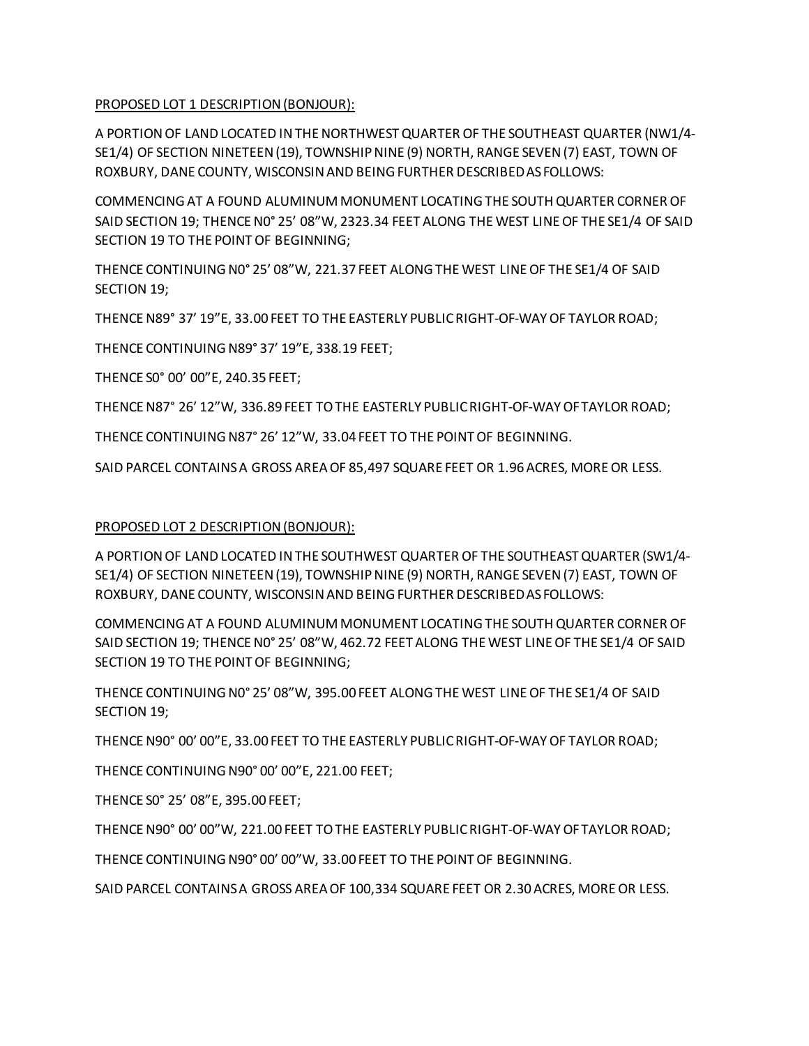PROPOSED LOT 1 DESCRIPTION (BONJOUR):

A PORTION OF LAND LOCATED IN THE NORTHWEST QUARTER OF THE SOUTHEAST QUARTER (NW1/4-SE1/4) OF SECTION NINETEEN (19), TOWNSHIP NINE (9) NORTH, RANGE SEVEN (7) EAST, TOWN OF ROXBURY, DANE COUNTY, WISCONSIN AND BEING FURTHER DESCRIBED AS FOLLOWS:

COMMENCING AT A FOUND ALUMINUM MONUMENT LOCATING THE SOUTH QUARTER CORNER OF SAID SECTION 19; THENCE N0° 25' 08"W, 2323.34 FEET ALONG THE WEST LINE OF THE SE1/4 OF SAID SECTION 19 TO THE POINT OF BEGINNING;

THENCE CONTINUING N0° 25' 08"W, 221.37 FEET ALONG THE WEST LINE OF THE SE1/4 OF SAID SECTION 19;

THENCE N89° 37' 19"E, 33.00 FEET TO THE EASTERLY PUBLIC RIGHT-OF-WAY OF TAYLOR ROAD;

THENCE CONTINUING N89° 37' 19"E, 338.19 FEET;

THENCE S0° 00' 00"E, 240.35 FEET;

THENCE N87° 26' 12"W, 336.89 FEET TO THE EASTERLY PUBLIC RIGHT-OF-WAY OF TAYLOR ROAD;

THENCE CONTINUING N87° 26' 12"W, 33.04 FEET TO THE POINT OF BEGINNING.

SAID PARCEL CONTAINS A GROSS AREA OF 85,497 SQUARE FEET OR 1.96 ACRES, MORE OR LESS.

PROPOSED LOT 2 DESCRIPTION (BONJOUR):

A PORTION OF LAND LOCATED IN THE SOUTHWEST QUARTER OF THE SOUTHEAST QUARTER (SW1/4-SE1/4) OF SECTION NINETEEN (19), TOWNSHIP NINE (9) NORTH, RANGE SEVEN (7) EAST, TOWN OF ROXBURY, DANE COUNTY, WISCONSIN AND BEING FURTHER DESCRIBED AS FOLLOWS:

COMMENCING AT A FOUND ALUMINUM MONUMENT LOCATING THE SOUTH QUARTER CORNER OF SAID SECTION 19; THENCE N0° 25' 08"W, 462.72 FEET ALONG THE WEST LINE OF THE SE1/4 OF SAID SECTION 19 TO THE POINT OF BEGINNING;

THENCE CONTINUING N0° 25' 08"W, 395.00 FEET ALONG THE WEST LINE OF THE SE1/4 OF SAID SECTION 19;

THENCE N90° 00' 00"E, 33.00 FEET TO THE EASTERLY PUBLIC RIGHT-OF-WAY OF TAYLOR ROAD;

THENCE CONTINUING N90° 00' 00"E, 221.00 FEET;

THENCE S0° 25' 08"E, 395.00 FEET;

THENCE N90° 00' 00"W, 221.00 FEET TO THE EASTERLY PUBLIC RIGHT-OF-WAY OF TAYLOR ROAD;

THENCE CONTINUING N90° 00' 00"W, 33.00 FEET TO THE POINT OF BEGINNING.

SAID PARCEL CONTAINS A GROSS AREA OF 100,334 SQUARE FEET OR 2.30 ACRES, MORE OR LESS.